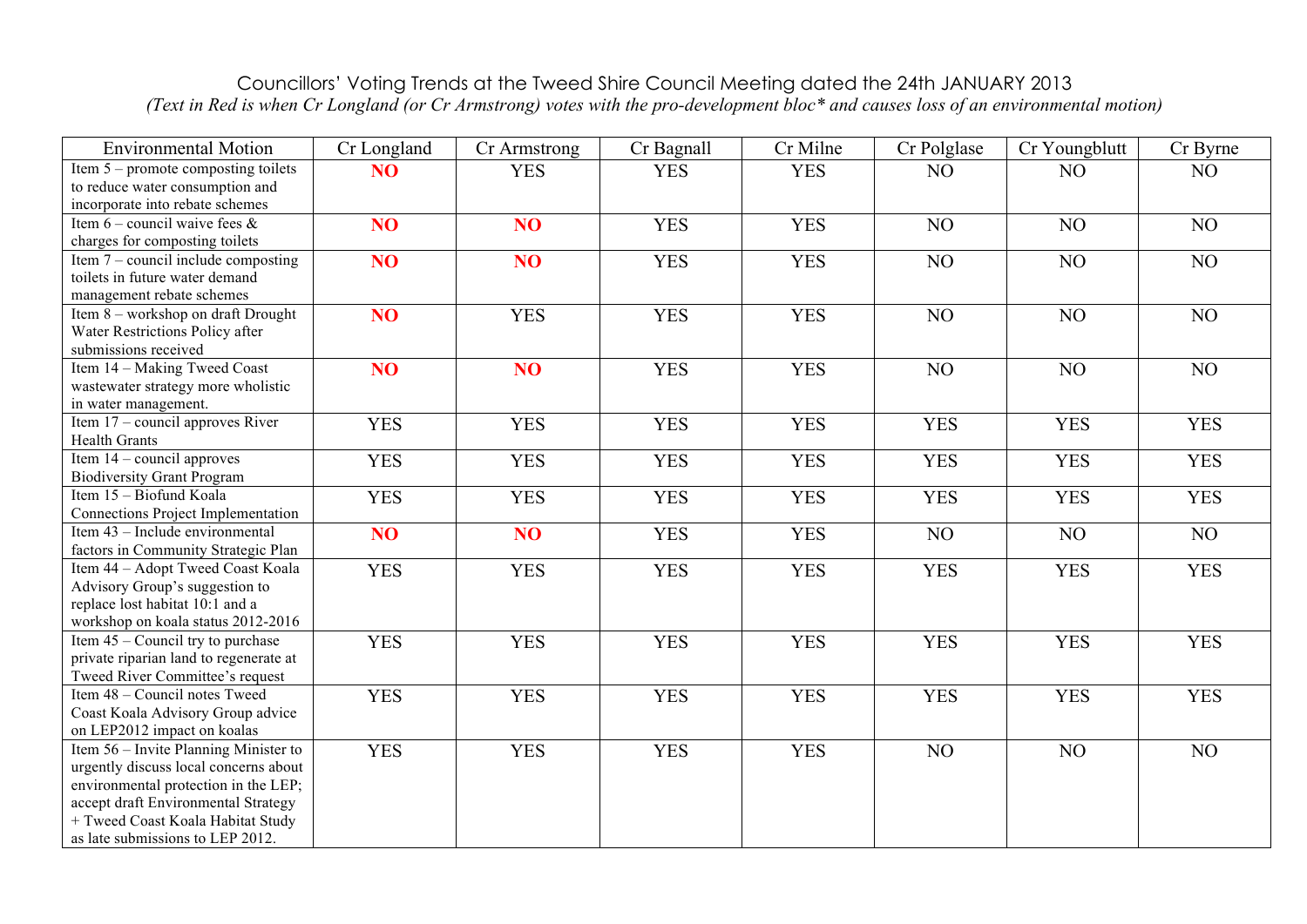# Councillors' Voting Trends at the Tweed Shire Council Meeting dated the 24th JANUARY 2013

*(Text in Red is when Cr Longland (or Cr Armstrong) votes with the pro-development bloc\* and causes loss of an environmental motion)*

| Environmental Motion | Cr Longland | Cr Armstrong | Cr Bagnall | Cr Milne | Cr Polglase | Cr Youngblutt | Cr Byrne |
|---|---|---|---|---|---|---|---|
| Item 5 – promote composting toilets to reduce water consumption and incorporate into rebate schemes | **NO** | YES | YES | YES | NO | NO | NO |
| Item 6 – council waive fees & charges for composting toilets | **NO** | **NO** | YES | YES | NO | NO | NO |
| Item 7 – council include composting toilets in future water demand management rebate schemes | **NO** | **NO** | YES | YES | NO | NO | NO |
| Item 8 – workshop on draft Drought Water Restrictions Policy after submissions received | **NO** | YES | YES | YES | NO | NO | NO |
| Item 14 – Making Tweed Coast wastewater strategy more wholistic in water management. | **NO** | **NO** | YES | YES | NO | NO | NO |
| Item 17 – council approves River Health Grants | YES | YES | YES | YES | YES | YES | YES |
| Item 14 – council approves Biodiversity Grant Program | YES | YES | YES | YES | YES | YES | YES |
| Item 15 – Biofund Koala Connections Project Implementation | YES | YES | YES | YES | YES | YES | YES |
| Item 43 – Include environmental factors in Community Strategic Plan | **NO** | **NO** | YES | YES | NO | NO | NO |
| Item 44 – Adopt Tweed Coast Koala Advisory Group's suggestion to replace lost habitat 10:1 and a workshop on koala status 2012-2016 | YES | YES | YES | YES | YES | YES | YES |
| Item 45 – Council try to purchase private riparian land to regenerate at Tweed River Committee's request | YES | YES | YES | YES | YES | YES | YES |
| Item 48 – Council notes Tweed Coast Koala Advisory Group advice on LEP2012 impact on koalas | YES | YES | YES | YES | YES | YES | YES |
| Item 56 – Invite Planning Minister to urgently discuss local concerns about environmental protection in the LEP; accept draft Environmental Strategy + Tweed Coast Koala Habitat Study as late submissions to LEP 2012. | YES | YES | YES | YES | NO | NO | NO |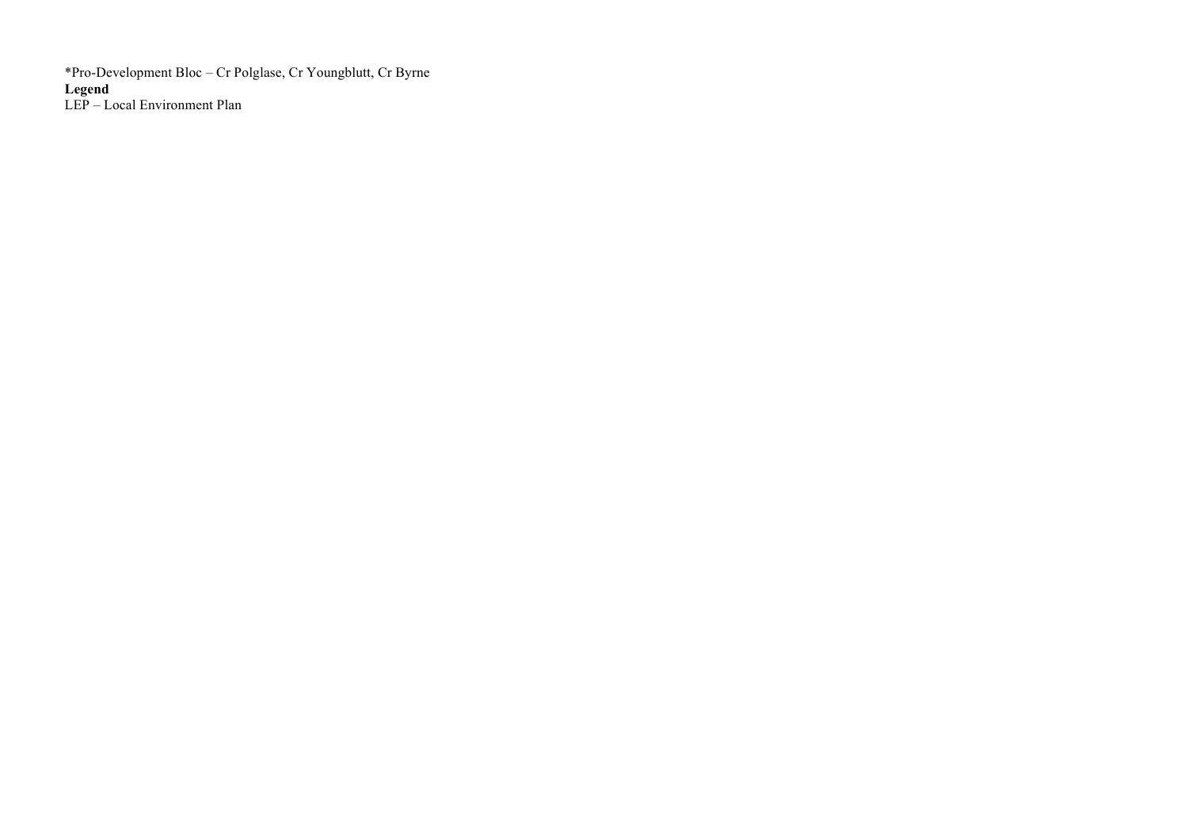*Pro-Development Bloc – Cr Polglase, Cr Youngblutt, Cr Byrne

**Legend**

LEP – Local Environment Plan